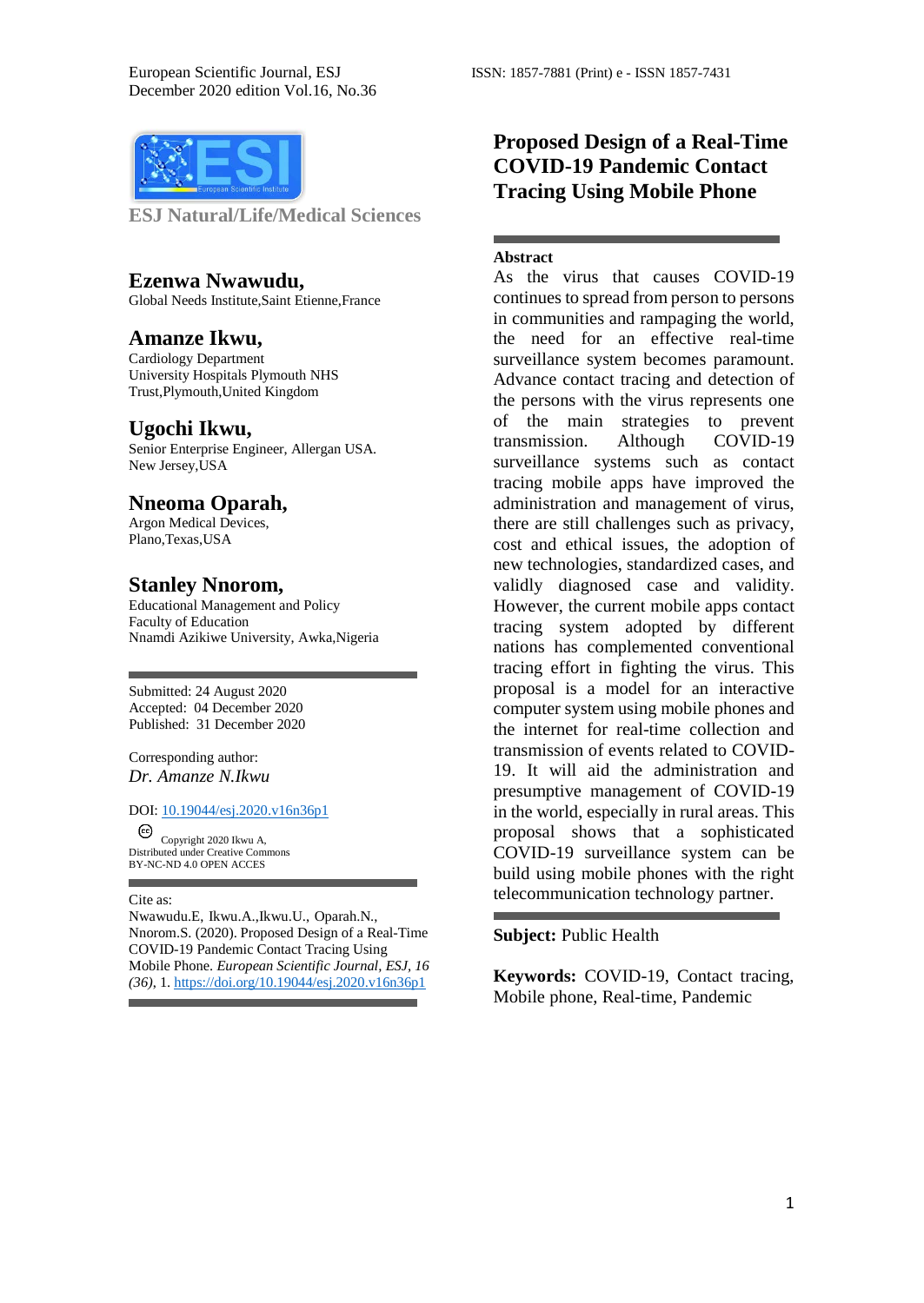ESJ Natural/Life/Medical Sciences

# Proposed Design of a Real-Time COVID-19 Pandemic Contact Tracing Using Mobile Phone

**Ezenwa Nwawudu,**
Global Needs Institute,Saint Etienne,France

**Amanze Ikwu,**
Cardiology Department
University Hospitals Plymouth NHS Trust,Plymouth,United Kingdom

**Ugochi Ikwu,**
Senior Enterprise Engineer, Allergan USA.
New Jersey,USA

**Nneoma Oparah,**
Argon Medical Devices,
Plano,Texas,USA

**Stanley Nnorom,**
Educational Management and Policy
Faculty of Education
Nnamdi Azikiwe University, Awka,Nigeria

Submitted: 24 August 2020
Accepted: 04 December 2020
Published: 31 December 2020

Corresponding author:
*Dr. Amanze N.Ikwu*

DOI: 10.19044/esj.2020.v16n36p1

Copyright 2020 Ikwu A,
Distributed under Creative Commons BY-NC-ND 4.0 OPEN ACCES

Cite as:
Nwawudu.E, Ikwu.A.,Ikwu.U., Oparah.N., Nnorom.S. (2020). Proposed Design of a Real-Time COVID-19 Pandemic Contact Tracing Using Mobile Phone. *European Scientific Journal, ESJ, 16 (36)*, 1. https://doi.org/10.19044/esj.2020.v16n36p1

## Abstract

As the virus that causes COVID-19 continues to spread from person to persons in communities and rampaging the world, the need for an effective real-time surveillance system becomes paramount. Advance contact tracing and detection of the persons with the virus represents one of the main strategies to prevent transmission. Although COVID-19 surveillance systems such as contact tracing mobile apps have improved the administration and management of virus, there are still challenges such as privacy, cost and ethical issues, the adoption of new technologies, standardized cases, and validly diagnosed case and validity. However, the current mobile apps contact tracing system adopted by different nations has complemented conventional tracing effort in fighting the virus. This proposal is a model for an interactive computer system using mobile phones and the internet for real-time collection and transmission of events related to COVID-19. It will aid the administration and presumptive management of COVID-19 in the world, especially in rural areas. This proposal shows that a sophisticated COVID-19 surveillance system can be build using mobile phones with the right telecommunication technology partner.

**Subject:** Public Health

**Keywords:** COVID-19, Contact tracing, Mobile phone, Real-time, Pandemic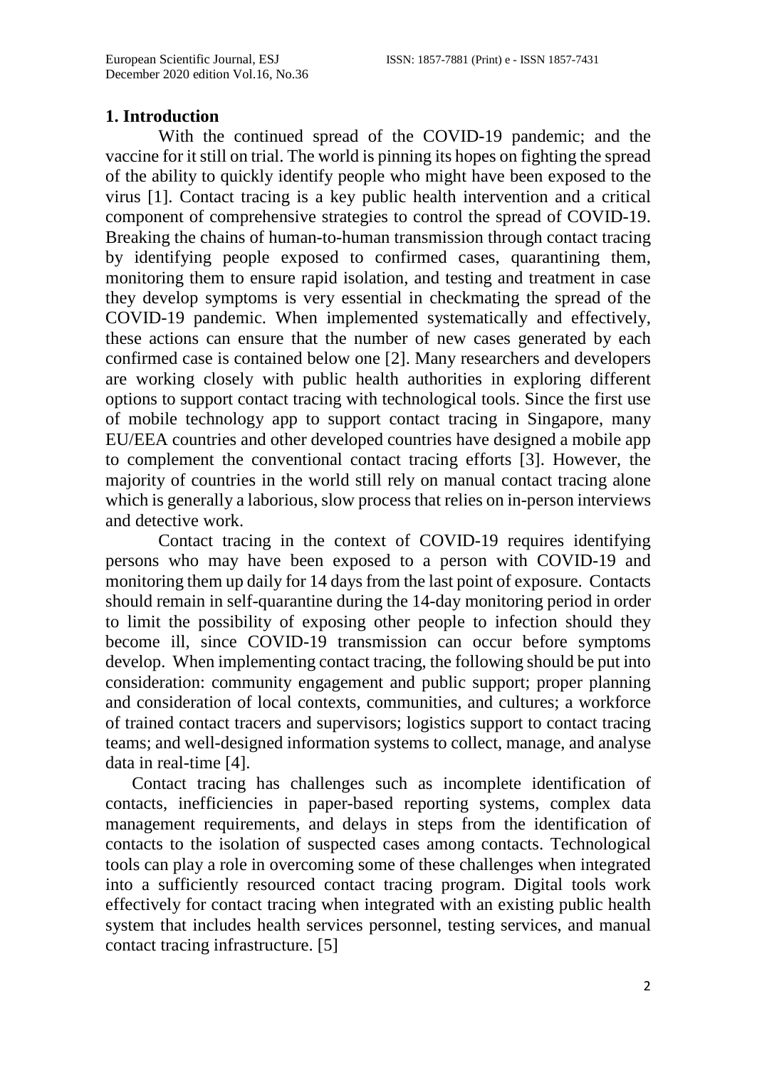## 1. Introduction

With the continued spread of the COVID-19 pandemic; and the vaccine for it still on trial. The world is pinning its hopes on fighting the spread of the ability to quickly identify people who might have been exposed to the virus [1]. Contact tracing is a key public health intervention and a critical component of comprehensive strategies to control the spread of COVID-19. Breaking the chains of human-to-human transmission through contact tracing by identifying people exposed to confirmed cases, quarantining them, monitoring them to ensure rapid isolation, and testing and treatment in case they develop symptoms is very essential in checkmating the spread of the COVID-19 pandemic. When implemented systematically and effectively, these actions can ensure that the number of new cases generated by each confirmed case is contained below one [2]. Many researchers and developers are working closely with public health authorities in exploring different options to support contact tracing with technological tools. Since the first use of mobile technology app to support contact tracing in Singapore, many EU/EEA countries and other developed countries have designed a mobile app to complement the conventional contact tracing efforts [3]. However, the majority of countries in the world still rely on manual contact tracing alone which is generally a laborious, slow process that relies on in-person interviews and detective work.

Contact tracing in the context of COVID-19 requires identifying persons who may have been exposed to a person with COVID-19 and monitoring them up daily for 14 days from the last point of exposure. Contacts should remain in self-quarantine during the 14-day monitoring period in order to limit the possibility of exposing other people to infection should they become ill, since COVID-19 transmission can occur before symptoms develop. When implementing contact tracing, the following should be put into consideration: community engagement and public support; proper planning and consideration of local contexts, communities, and cultures; a workforce of trained contact tracers and supervisors; logistics support to contact tracing teams; and well-designed information systems to collect, manage, and analyse data in real-time [4].

Contact tracing has challenges such as incomplete identification of contacts, inefficiencies in paper-based reporting systems, complex data management requirements, and delays in steps from the identification of contacts to the isolation of suspected cases among contacts. Technological tools can play a role in overcoming some of these challenges when integrated into a sufficiently resourced contact tracing program. Digital tools work effectively for contact tracing when integrated with an existing public health system that includes health services personnel, testing services, and manual contact tracing infrastructure. [5]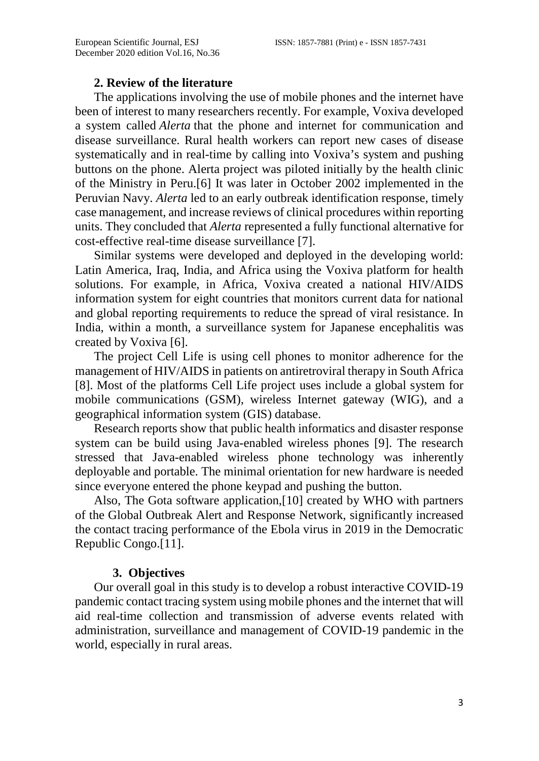## 2. Review of the literature

The applications involving the use of mobile phones and the internet have been of interest to many researchers recently. For example, Voxiva developed a system called *Alerta* that the phone and internet for communication and disease surveillance. Rural health workers can report new cases of disease systematically and in real-time by calling into Voxiva's system and pushing buttons on the phone. Alerta project was piloted initially by the health clinic of the Ministry in Peru.[6] It was later in October 2002 implemented in the Peruvian Navy. *Alerta* led to an early outbreak identification response, timely case management, and increase reviews of clinical procedures within reporting units. They concluded that *Alerta* represented a fully functional alternative for cost-effective real-time disease surveillance [7].

Similar systems were developed and deployed in the developing world: Latin America, Iraq, India, and Africa using the Voxiva platform for health solutions. For example, in Africa, Voxiva created a national HIV/AIDS information system for eight countries that monitors current data for national and global reporting requirements to reduce the spread of viral resistance. In India, within a month, a surveillance system for Japanese encephalitis was created by Voxiva [6].

The project Cell Life is using cell phones to monitor adherence for the management of HIV/AIDS in patients on antiretroviral therapy in South Africa [8]. Most of the platforms Cell Life project uses include a global system for mobile communications (GSM), wireless Internet gateway (WIG), and a geographical information system (GIS) database.

Research reports show that public health informatics and disaster response system can be build using Java-enabled wireless phones [9]. The research stressed that Java-enabled wireless phone technology was inherently deployable and portable. The minimal orientation for new hardware is needed since everyone entered the phone keypad and pushing the button.

Also, The Gota software application,[10] created by WHO with partners of the Global Outbreak Alert and Response Network, significantly increased the contact tracing performance of the Ebola virus in 2019 in the Democratic Republic Congo.[11].

## 3. Objectives

Our overall goal in this study is to develop a robust interactive COVID-19 pandemic contact tracing system using mobile phones and the internet that will aid real-time collection and transmission of adverse events related with administration, surveillance and management of COVID-19 pandemic in the world, especially in rural areas.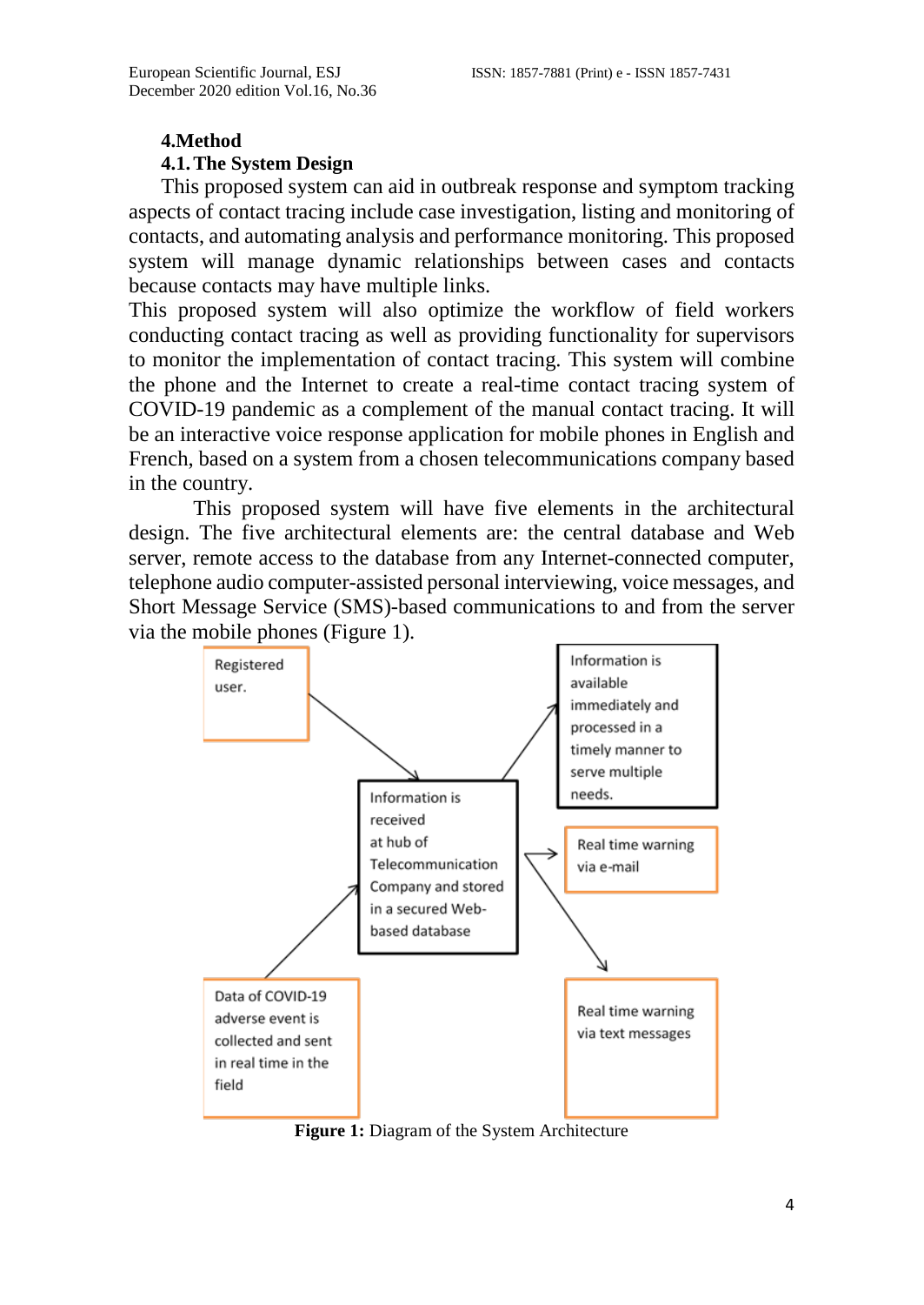## 4. Method

### 4.1. The System Design

This proposed system can aid in outbreak response and symptom tracking aspects of contact tracing include case investigation, listing and monitoring of contacts, and automating analysis and performance monitoring. This proposed system will manage dynamic relationships between cases and contacts because contacts may have multiple links.

This proposed system will also optimize the workflow of field workers conducting contact tracing as well as providing functionality for supervisors to monitor the implementation of contact tracing. This system will combine the phone and the Internet to create a real-time contact tracing system of COVID-19 pandemic as a complement of the manual contact tracing. It will be an interactive voice response application for mobile phones in English and French, based on a system from a chosen telecommunications company based in the country.

This proposed system will have five elements in the architectural design. The five architectural elements are: the central database and Web server, remote access to the database from any Internet-connected computer, telephone audio computer-assisted personal interviewing, voice messages, and Short Message Service (SMS)-based communications to and from the server via the mobile phones (Figure 1).

Registered user.

Information is available immediately and processed in a timely manner to serve multiple needs.

Information is received at hub of Telecommunication Company and stored in a secured Web-based database

Real time warning via e-mail

Data of COVID-19 adverse event is collected and sent in real time in the field

Real time warning via text messages

**Figure 1:** Diagram of the System Architecture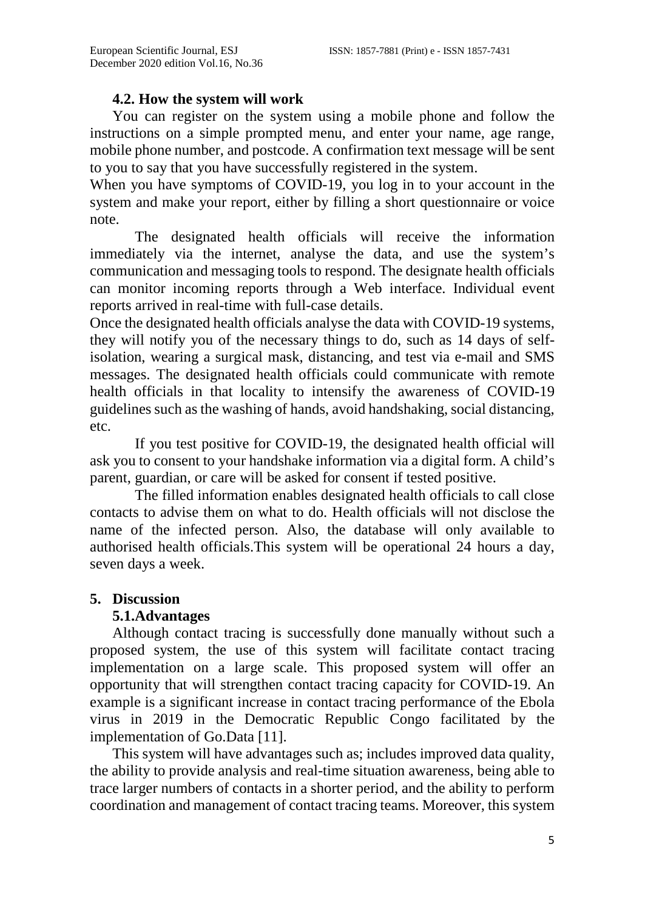### 4.2. How the system will work

You can register on the system using a mobile phone and follow the instructions on a simple prompted menu, and enter your name, age range, mobile phone number, and postcode. A confirmation text message will be sent to you to say that you have successfully registered in the system.

When you have symptoms of COVID-19, you log in to your account in the system and make your report, either by filling a short questionnaire or voice note.

The designated health officials will receive the information immediately via the internet, analyse the data, and use the system's communication and messaging tools to respond. The designate health officials can monitor incoming reports through a Web interface. Individual event reports arrived in real-time with full-case details.

Once the designated health officials analyse the data with COVID-19 systems, they will notify you of the necessary things to do, such as 14 days of self-isolation, wearing a surgical mask, distancing, and test via e-mail and SMS messages. The designated health officials could communicate with remote health officials in that locality to intensify the awareness of COVID-19 guidelines such as the washing of hands, avoid handshaking, social distancing, etc.

If you test positive for COVID-19, the designated health official will ask you to consent to your handshake information via a digital form. A child's parent, guardian, or care will be asked for consent if tested positive.

The filled information enables designated health officials to call close contacts to advise them on what to do. Health officials will not disclose the name of the infected person. Also, the database will only available to authorised health officials.This system will be operational 24 hours a day, seven days a week.

## 5. Discussion

### 5.1.Advantages

Although contact tracing is successfully done manually without such a proposed system, the use of this system will facilitate contact tracing implementation on a large scale. This proposed system will offer an opportunity that will strengthen contact tracing capacity for COVID-19. An example is a significant increase in contact tracing performance of the Ebola virus in 2019 in the Democratic Republic Congo facilitated by the implementation of Go.Data [11].

This system will have advantages such as; includes improved data quality, the ability to provide analysis and real-time situation awareness, being able to trace larger numbers of contacts in a shorter period, and the ability to perform coordination and management of contact tracing teams. Moreover, this system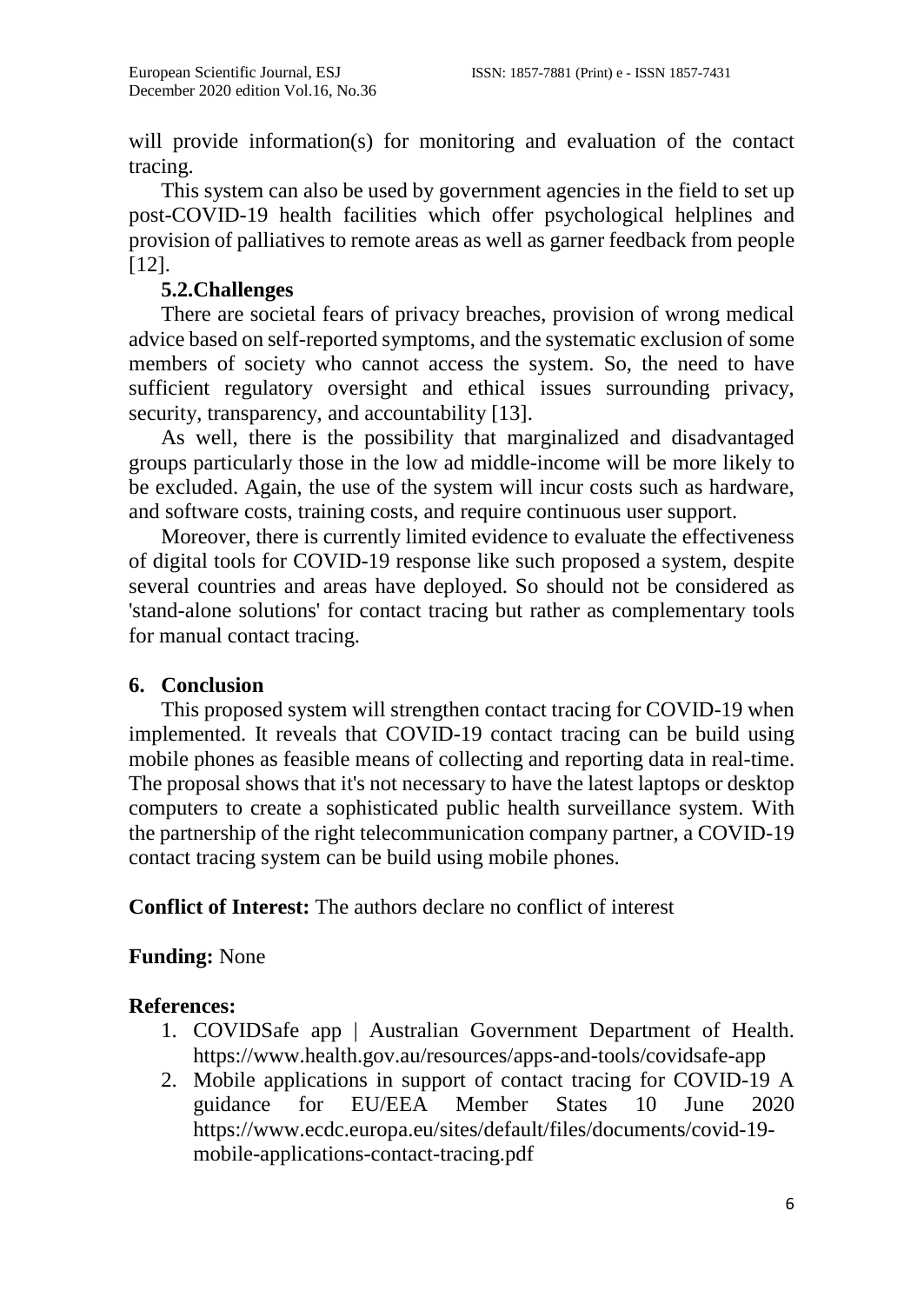will provide information(s) for monitoring and evaluation of the contact tracing.

This system can also be used by government agencies in the field to set up post-COVID-19 health facilities which offer psychological helplines and provision of palliatives to remote areas as well as garner feedback from people [12].

### 5.2.Challenges

There are societal fears of privacy breaches, provision of wrong medical advice based on self-reported symptoms, and the systematic exclusion of some members of society who cannot access the system. So, the need to have sufficient regulatory oversight and ethical issues surrounding privacy, security, transparency, and accountability [13].

As well, there is the possibility that marginalized and disadvantaged groups particularly those in the low ad middle-income will be more likely to be excluded. Again, the use of the system will incur costs such as hardware, and software costs, training costs, and require continuous user support.

Moreover, there is currently limited evidence to evaluate the effectiveness of digital tools for COVID-19 response like such proposed a system, despite several countries and areas have deployed. So should not be considered as 'stand-alone solutions' for contact tracing but rather as complementary tools for manual contact tracing.

## 6. Conclusion

This proposed system will strengthen contact tracing for COVID-19 when implemented. It reveals that COVID-19 contact tracing can be build using mobile phones as feasible means of collecting and reporting data in real-time. The proposal shows that it's not necessary to have the latest laptops or desktop computers to create a sophisticated public health surveillance system. With the partnership of the right telecommunication company partner, a COVID-19 contact tracing system can be build using mobile phones.

**Conflict of Interest:** The authors declare no conflict of interest

**Funding:** None

**References:**

1. COVIDSafe app | Australian Government Department of Health. https://www.health.gov.au/resources/apps-and-tools/covidsafe-app
2. Mobile applications in support of contact tracing for COVID-19 A guidance for EU/EEA Member States 10 June 2020 https://www.ecdc.europa.eu/sites/default/files/documents/covid-19-mobile-applications-contact-tracing.pdf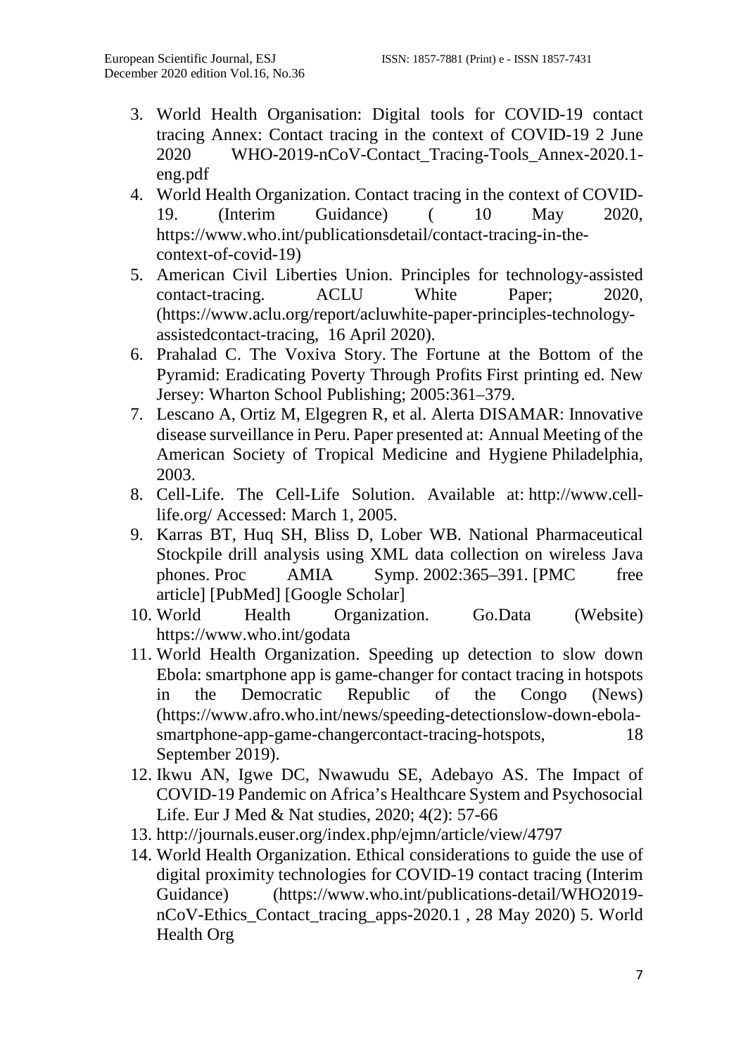3. World Health Organisation: Digital tools for COVID-19 contact tracing Annex: Contact tracing in the context of COVID-19 2 June 2020 WHO-2019-nCoV-Contact_Tracing-Tools_Annex-2020.1-eng.pdf
4. World Health Organization. Contact tracing in the context of COVID-19. (Interim Guidance) ( 10 May 2020, https://www.who.int/publicationsdetail/contact-tracing-in-the-context-of-covid-19)
5. American Civil Liberties Union. Principles for technology-assisted contact-tracing. ACLU White Paper; 2020, (https://www.aclu.org/report/acluwhite-paper-principles-technology-assistedcontact-tracing, 16 April 2020).
6. Prahalad C. The Voxiva Story. The Fortune at the Bottom of the Pyramid: Eradicating Poverty Through Profits First printing ed. New Jersey: Wharton School Publishing; 2005:361–379.
7. Lescano A, Ortiz M, Elgegren R, et al. Alerta DISAMAR: Innovative disease surveillance in Peru. Paper presented at: Annual Meeting of the American Society of Tropical Medicine and Hygiene Philadelphia, 2003.
8. Cell-Life. The Cell-Life Solution. Available at: http://www.cell-life.org/ Accessed: March 1, 2005.
9. Karras BT, Huq SH, Bliss D, Lober WB. National Pharmaceutical Stockpile drill analysis using XML data collection on wireless Java phones. Proc AMIA Symp. 2002:365–391. [PMC free article] [PubMed] [Google Scholar]
10. World Health Organization. Go.Data (Website) https://www.who.int/godata
11. World Health Organization. Speeding up detection to slow down Ebola: smartphone app is game-changer for contact tracing in hotspots in the Democratic Republic of the Congo (News) (https://www.afro.who.int/news/speeding-detectionslow-down-ebola-smartphone-app-game-changercontact-tracing-hotspots, 18 September 2019).
12. Ikwu AN, Igwe DC, Nwawudu SE, Adebayo AS. The Impact of COVID-19 Pandemic on Africa's Healthcare System and Psychosocial Life. Eur J Med & Nat studies, 2020; 4(2): 57-66
13. http://journals.euser.org/index.php/ejmn/article/view/4797
14. World Health Organization. Ethical considerations to guide the use of digital proximity technologies for COVID-19 contact tracing (Interim Guidance) (https://www.who.int/publications-detail/WHO2019-nCoV-Ethics_Contact_tracing_apps-2020.1 , 28 May 2020) 5. World Health Org